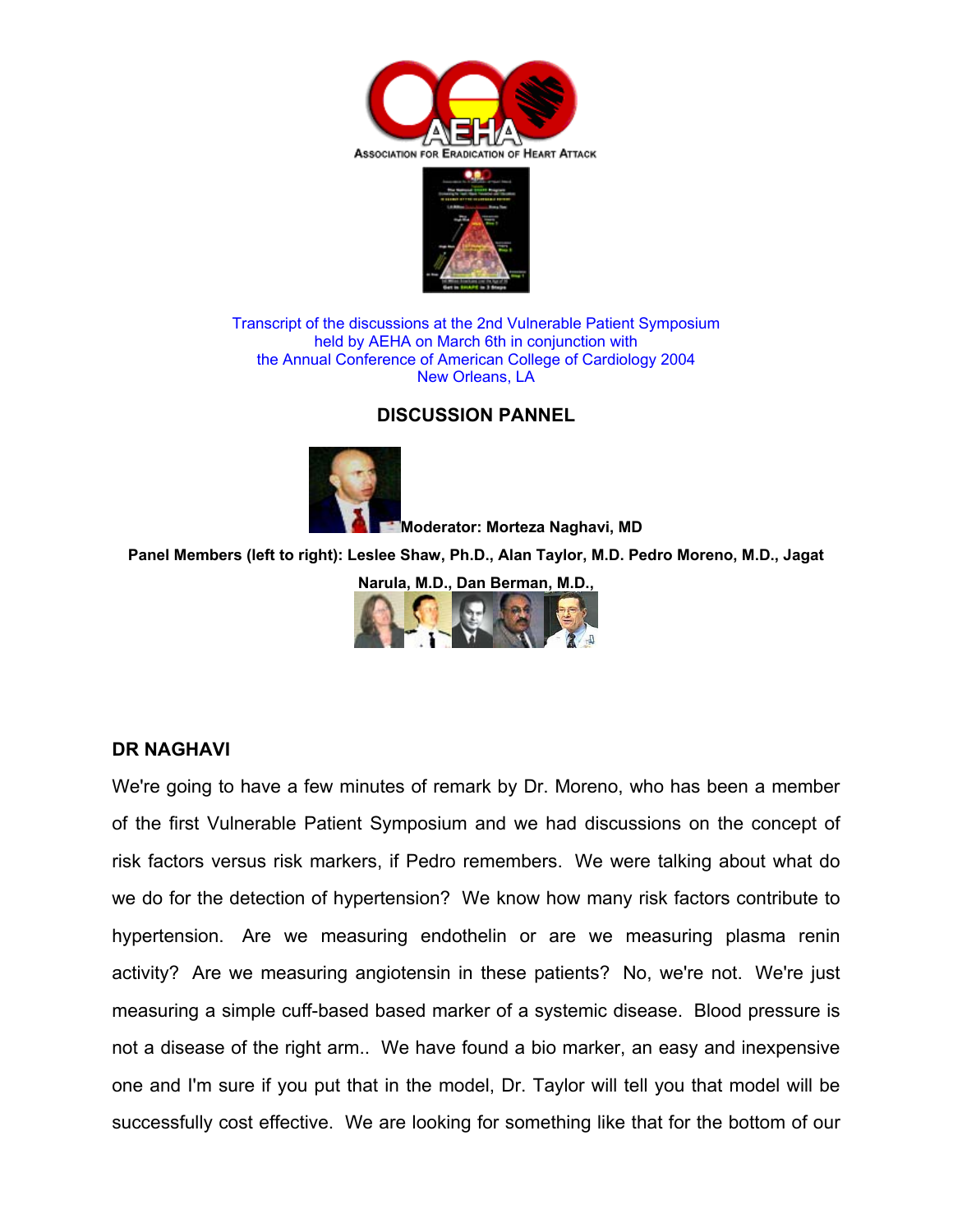ASSOCIATION FOR ERADICATION OF HEART ATTACK

Transcript of the discussions at the 2nd Vulnerable Patient Symposium
held by AEHA on March 6th in conjunction with
the Annual Conference of American College of Cardiology 2004
New Orleans, LA

## DISCUSSION PANNEL

**Moderator: Morteza Naghavi, MD**

**Panel Members (left to right): Leslee Shaw, Ph.D., Alan Taylor, M.D. Pedro Moreno, M.D., Jagat Narula, M.D., Dan Berman, M.D.,**

### DR NAGHAVI

We're going to have a few minutes of remark by Dr. Moreno, who has been a member of the first Vulnerable Patient Symposium and we had discussions on the concept of risk factors versus risk markers, if Pedro remembers. We were talking about what do we do for the detection of hypertension? We know how many risk factors contribute to hypertension. Are we measuring endothelin or are we measuring plasma renin activity? Are we measuring angiotensin in these patients? No, we're not. We're just measuring a simple cuff-based based marker of a systemic disease. Blood pressure is not a disease of the right arm.. We have found a bio marker, an easy and inexpensive one and I'm sure if you put that in the model, Dr. Taylor will tell you that model will be successfully cost effective. We are looking for something like that for the bottom of our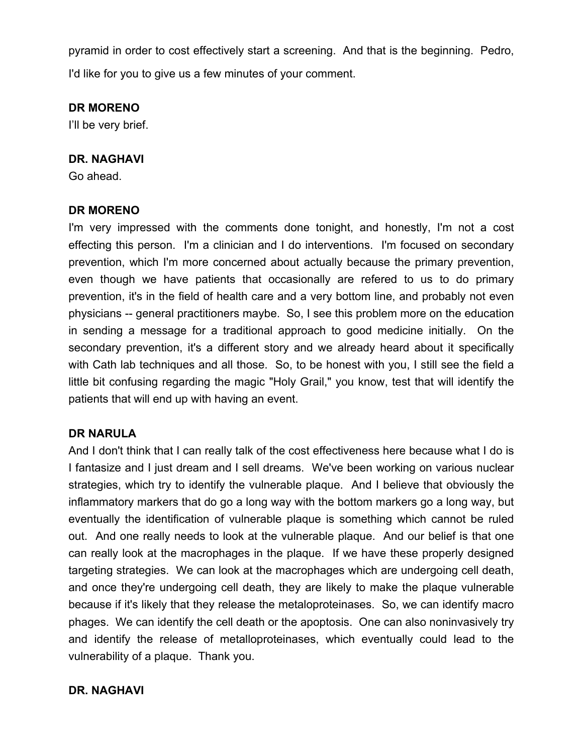pyramid in order to cost effectively start a screening. And that is the beginning. Pedro, I'd like for you to give us a few minutes of your comment.

**DR MORENO**

I'll be very brief.

**DR. NAGHAVI**

Go ahead.

**DR MORENO**

I'm very impressed with the comments done tonight, and honestly, I'm not a cost effecting this person. I'm a clinician and I do interventions. I'm focused on secondary prevention, which I'm more concerned about actually because the primary prevention, even though we have patients that occasionally are refered to us to do primary prevention, it's in the field of health care and a very bottom line, and probably not even physicians -- general practitioners maybe. So, I see this problem more on the education in sending a message for a traditional approach to good medicine initially. On the secondary prevention, it's a different story and we already heard about it specifically with Cath lab techniques and all those. So, to be honest with you, I still see the field a little bit confusing regarding the magic "Holy Grail," you know, test that will identify the patients that will end up with having an event.

**DR NARULA**

And I don't think that I can really talk of the cost effectiveness here because what I do is I fantasize and I just dream and I sell dreams. We've been working on various nuclear strategies, which try to identify the vulnerable plaque. And I believe that obviously the inflammatory markers that do go a long way with the bottom markers go a long way, but eventually the identification of vulnerable plaque is something which cannot be ruled out. And one really needs to look at the vulnerable plaque. And our belief is that one can really look at the macrophages in the plaque. If we have these properly designed targeting strategies. We can look at the macrophages which are undergoing cell death, and once they're undergoing cell death, they are likely to make the plaque vulnerable because if it's likely that they release the metaloproteinases. So, we can identify macro phages. We can identify the cell death or the apoptosis. One can also noninvasively try and identify the release of metalloproteinases, which eventually could lead to the vulnerability of a plaque. Thank you.

**DR. NAGHAVI**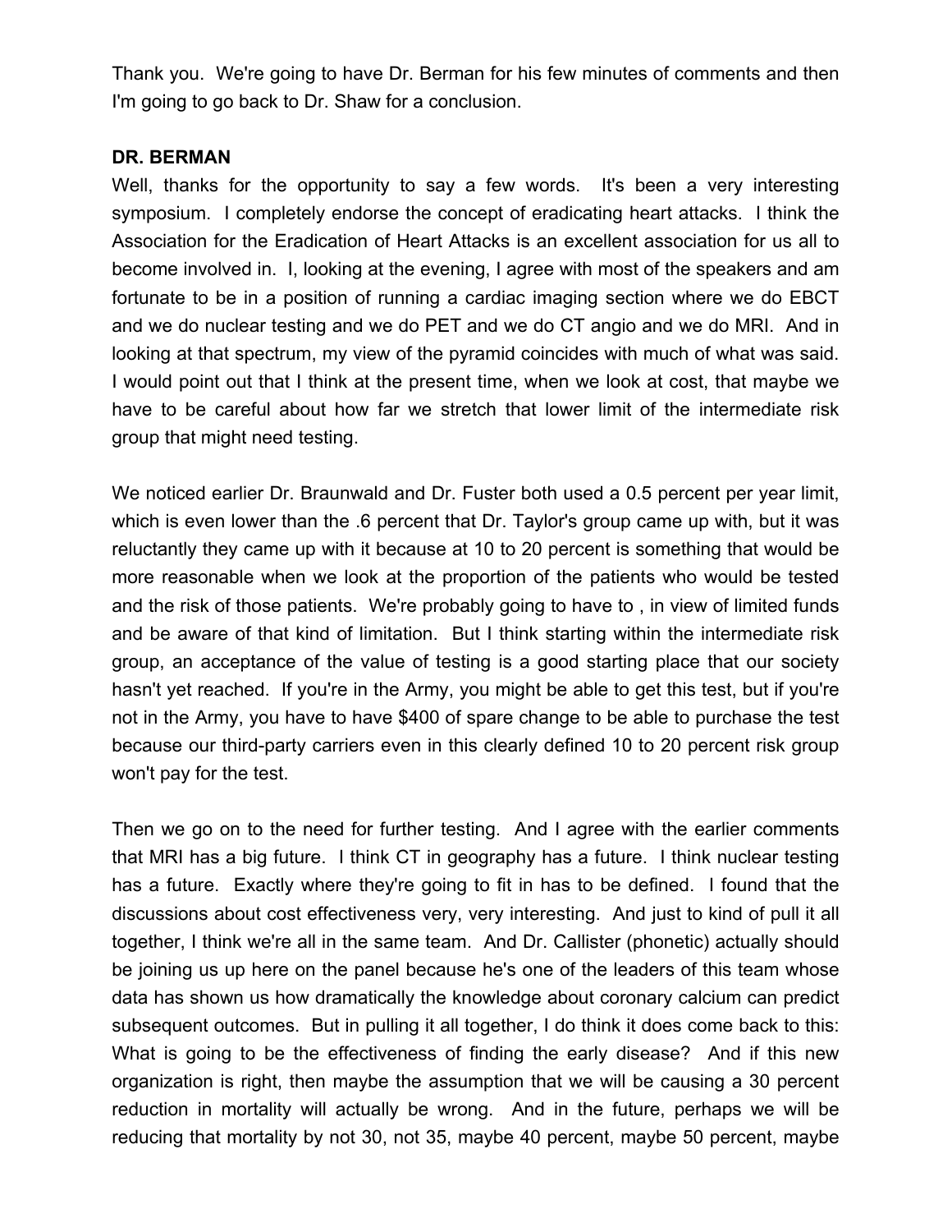Thank you. We're going to have Dr. Berman for his few minutes of comments and then I'm going to go back to Dr. Shaw for a conclusion.

**DR. BERMAN**

Well, thanks for the opportunity to say a few words. It's been a very interesting symposium. I completely endorse the concept of eradicating heart attacks. I think the Association for the Eradication of Heart Attacks is an excellent association for us all to become involved in. I, looking at the evening, I agree with most of the speakers and am fortunate to be in a position of running a cardiac imaging section where we do EBCT and we do nuclear testing and we do PET and we do CT angio and we do MRI. And in looking at that spectrum, my view of the pyramid coincides with much of what was said. I would point out that I think at the present time, when we look at cost, that maybe we have to be careful about how far we stretch that lower limit of the intermediate risk group that might need testing.

We noticed earlier Dr. Braunwald and Dr. Fuster both used a 0.5 percent per year limit, which is even lower than the .6 percent that Dr. Taylor's group came up with, but it was reluctantly they came up with it because at 10 to 20 percent is something that would be more reasonable when we look at the proportion of the patients who would be tested and the risk of those patients. We're probably going to have to , in view of limited funds and be aware of that kind of limitation. But I think starting within the intermediate risk group, an acceptance of the value of testing is a good starting place that our society hasn't yet reached. If you're in the Army, you might be able to get this test, but if you're not in the Army, you have to have $400 of spare change to be able to purchase the test because our third-party carriers even in this clearly defined 10 to 20 percent risk group won't pay for the test.

Then we go on to the need for further testing. And I agree with the earlier comments that MRI has a big future. I think CT in geography has a future. I think nuclear testing has a future. Exactly where they're going to fit in has to be defined. I found that the discussions about cost effectiveness very, very interesting. And just to kind of pull it all together, I think we're all in the same team. And Dr. Callister (phonetic) actually should be joining us up here on the panel because he's one of the leaders of this team whose data has shown us how dramatically the knowledge about coronary calcium can predict subsequent outcomes. But in pulling it all together, I do think it does come back to this: What is going to be the effectiveness of finding the early disease? And if this new organization is right, then maybe the assumption that we will be causing a 30 percent reduction in mortality will actually be wrong. And in the future, perhaps we will be reducing that mortality by not 30, not 35, maybe 40 percent, maybe 50 percent, maybe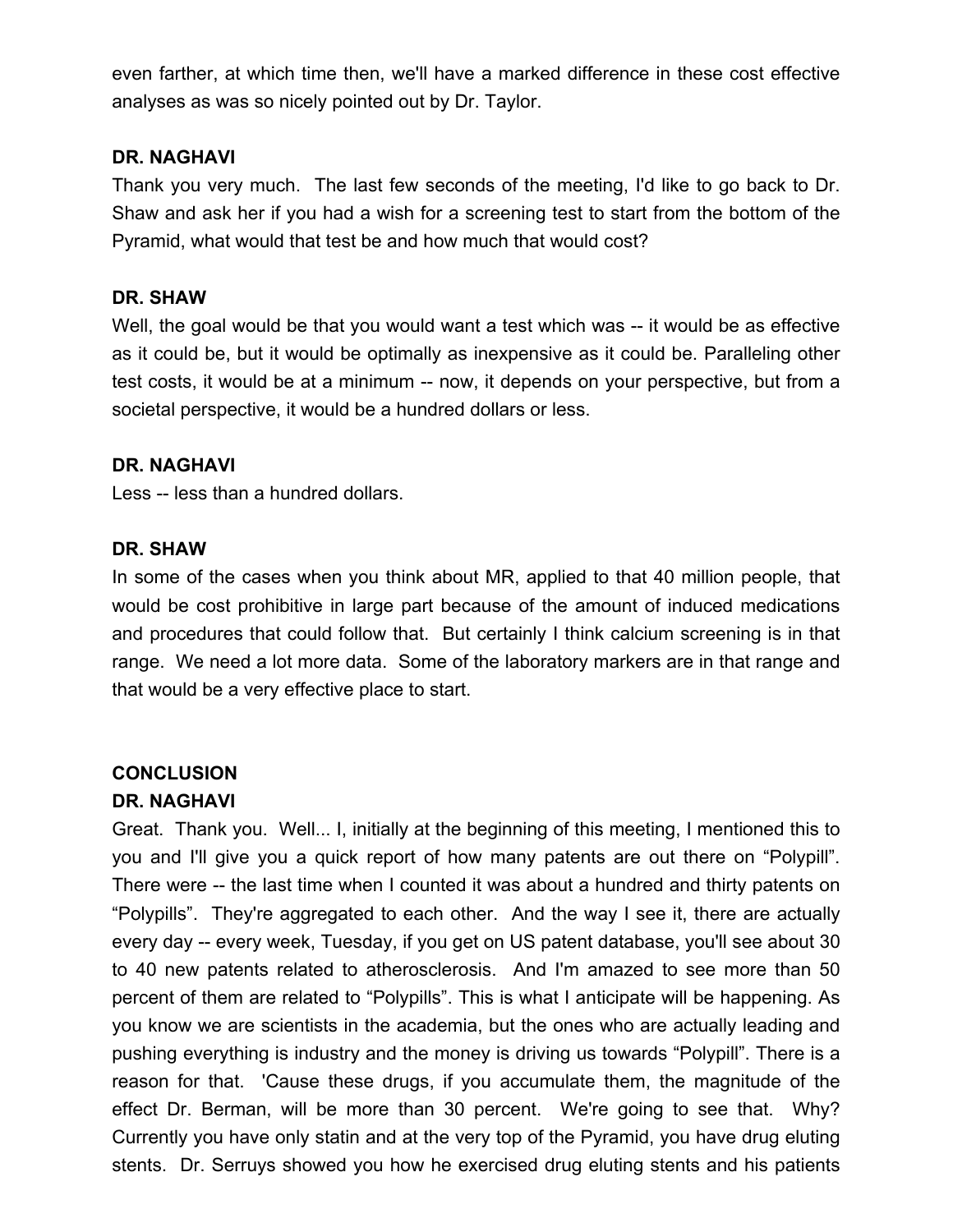even farther, at which time then, we'll have a marked difference in these cost effective analyses as was so nicely pointed out by Dr. Taylor.

**DR. NAGHAVI**

Thank you very much. The last few seconds of the meeting, I'd like to go back to Dr. Shaw and ask her if you had a wish for a screening test to start from the bottom of the Pyramid, what would that test be and how much that would cost?

**DR. SHAW**

Well, the goal would be that you would want a test which was -- it would be as effective as it could be, but it would be optimally as inexpensive as it could be. Paralleling other test costs, it would be at a minimum -- now, it depends on your perspective, but from a societal perspective, it would be a hundred dollars or less.

**DR. NAGHAVI**

Less -- less than a hundred dollars.

**DR. SHAW**

In some of the cases when you think about MR, applied to that 40 million people, that would be cost prohibitive in large part because of the amount of induced medications and procedures that could follow that. But certainly I think calcium screening is in that range. We need a lot more data. Some of the laboratory markers are in that range and that would be a very effective place to start.

**CONCLUSION**

**DR. NAGHAVI**

Great. Thank you. Well... I, initially at the beginning of this meeting, I mentioned this to you and I'll give you a quick report of how many patents are out there on "Polypill". There were -- the last time when I counted it was about a hundred and thirty patents on "Polypills". They're aggregated to each other. And the way I see it, there are actually every day -- every week, Tuesday, if you get on US patent database, you'll see about 30 to 40 new patents related to atherosclerosis. And I'm amazed to see more than 50 percent of them are related to "Polypills". This is what I anticipate will be happening. As you know we are scientists in the academia, but the ones who are actually leading and pushing everything is industry and the money is driving us towards "Polypill". There is a reason for that. 'Cause these drugs, if you accumulate them, the magnitude of the effect Dr. Berman, will be more than 30 percent. We're going to see that. Why? Currently you have only statin and at the very top of the Pyramid, you have drug eluting stents. Dr. Serruys showed you how he exercised drug eluting stents and his patients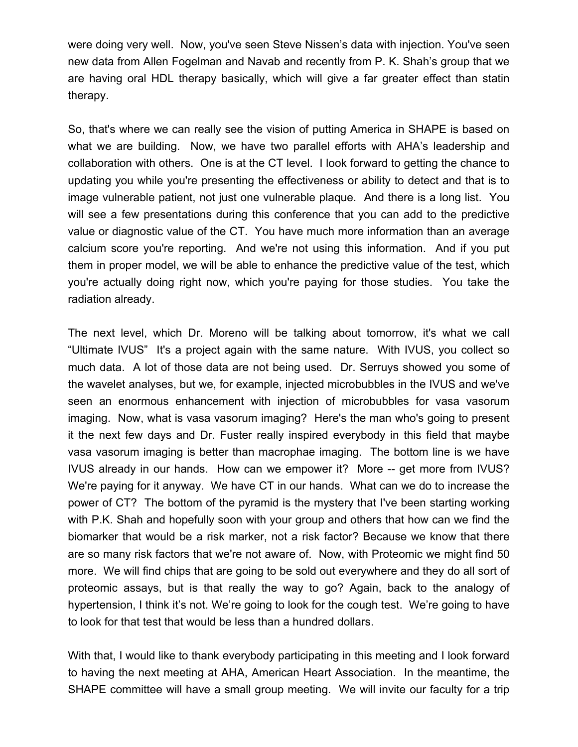were doing very well. Now, you've seen Steve Nissen's data with injection. You've seen new data from Allen Fogelman and Navab and recently from P. K. Shah's group that we are having oral HDL therapy basically, which will give a far greater effect than statin therapy.

So, that's where we can really see the vision of putting America in SHAPE is based on what we are building. Now, we have two parallel efforts with AHA's leadership and collaboration with others. One is at the CT level. I look forward to getting the chance to updating you while you're presenting the effectiveness or ability to detect and that is to image vulnerable patient, not just one vulnerable plaque. And there is a long list. You will see a few presentations during this conference that you can add to the predictive value or diagnostic value of the CT. You have much more information than an average calcium score you're reporting. And we're not using this information. And if you put them in proper model, we will be able to enhance the predictive value of the test, which you're actually doing right now, which you're paying for those studies. You take the radiation already.

The next level, which Dr. Moreno will be talking about tomorrow, it's what we call "Ultimate IVUS" It's a project again with the same nature. With IVUS, you collect so much data. A lot of those data are not being used. Dr. Serruys showed you some of the wavelet analyses, but we, for example, injected microbubbles in the IVUS and we've seen an enormous enhancement with injection of microbubbles for vasa vasorum imaging. Now, what is vasa vasorum imaging? Here's the man who's going to present it the next few days and Dr. Fuster really inspired everybody in this field that maybe vasa vasorum imaging is better than macrophae imaging. The bottom line is we have IVUS already in our hands. How can we empower it? More -- get more from IVUS? We're paying for it anyway. We have CT in our hands. What can we do to increase the power of CT? The bottom of the pyramid is the mystery that I've been starting working with P.K. Shah and hopefully soon with your group and others that how can we find the biomarker that would be a risk marker, not a risk factor? Because we know that there are so many risk factors that we're not aware of. Now, with Proteomic we might find 50 more. We will find chips that are going to be sold out everywhere and they do all sort of proteomic assays, but is that really the way to go? Again, back to the analogy of hypertension, I think it's not. We're going to look for the cough test. We're going to have to look for that test that would be less than a hundred dollars.

With that, I would like to thank everybody participating in this meeting and I look forward to having the next meeting at AHA, American Heart Association. In the meantime, the SHAPE committee will have a small group meeting. We will invite our faculty for a trip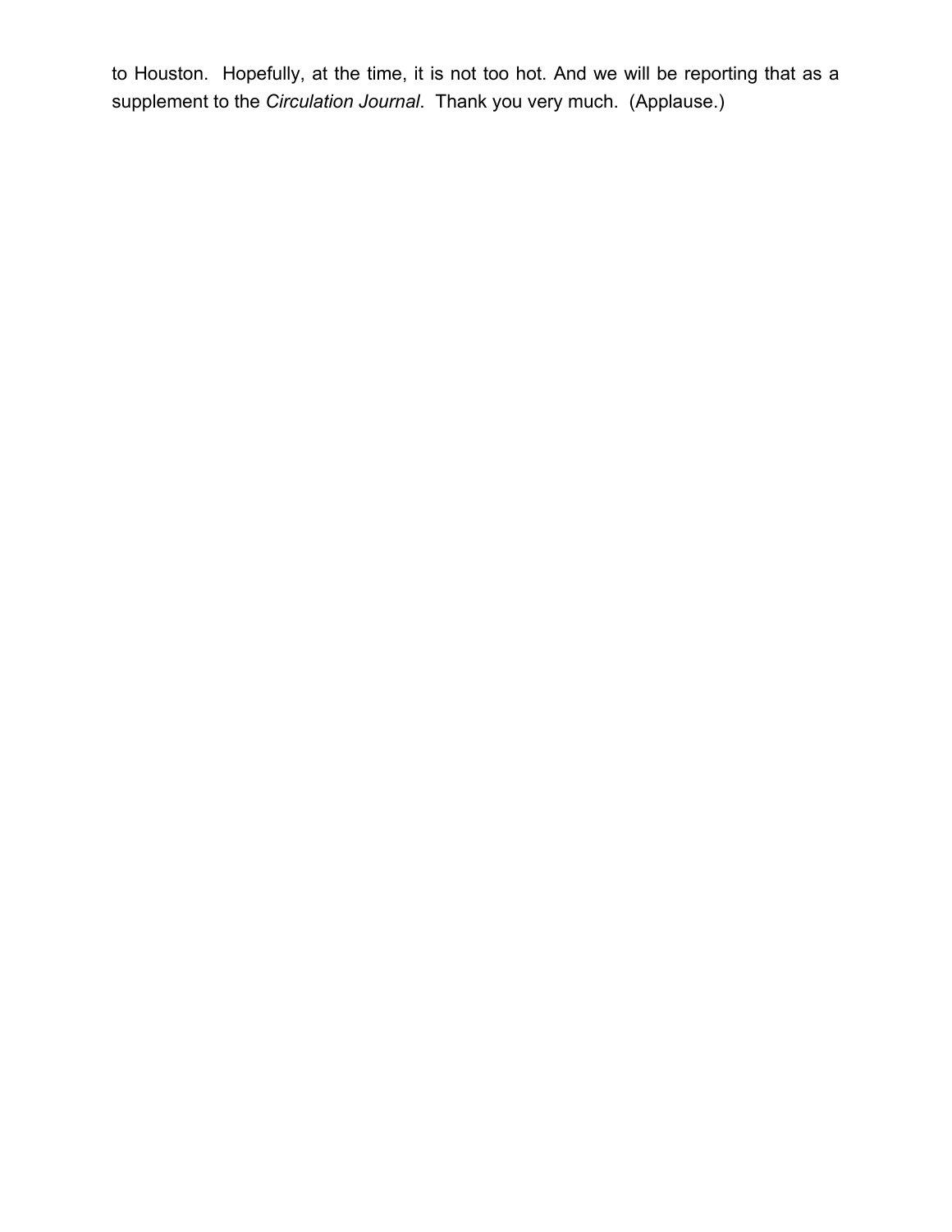to Houston. Hopefully, at the time, it is not too hot. And we will be reporting that as a supplement to the *Circulation Journal*. Thank you very much. (Applause.)